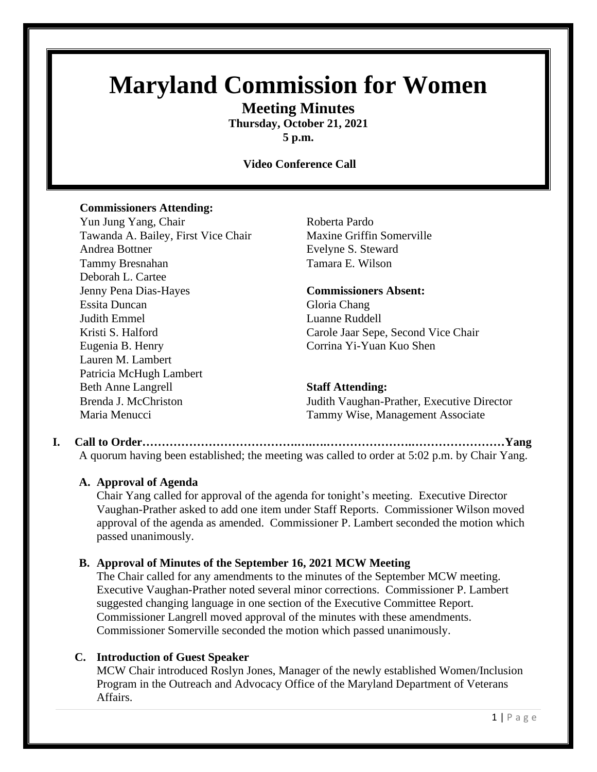# Maryland Commission for Women

## Meeting Minutes

**Thursday, October 21, 2021**
**5 p.m.**

**Video Conference Call**

**Commissioners Attending:**
Yun Jung Yang, Chair
Tawanda A. Bailey, First Vice Chair
Andrea Bottner
Tammy Bresnahan
Deborah L. Cartee
Jenny Pena Dias-Hayes
Essita Duncan
Judith Emmel
Kristi S. Halford
Eugenia B. Henry
Lauren M. Lambert
Patricia McHugh Lambert
Beth Anne Langrell
Brenda J. McChriston
Maria Menucci
Roberta Pardo
Maxine Griffin Somerville
Evelyne S. Steward
Tamara E. Wilson

**Commissioners Absent:**
Gloria Chang
Luanne Ruddell
Carole Jaar Sepe, Second Vice Chair
Corrina Yi-Yuan Kuo Shen

**Staff Attending:**
Judith Vaughan-Prather, Executive Director
Tammy Wise, Management Associate

**I. Call to Order……………………………………………………………………………………Yang**

A quorum having been established; the meeting was called to order at 5:02 p.m. by Chair Yang.

**A. Approval of Agenda**

Chair Yang called for approval of the agenda for tonight's meeting. Executive Director Vaughan-Prather asked to add one item under Staff Reports. Commissioner Wilson moved approval of the agenda as amended. Commissioner P. Lambert seconded the motion which passed unanimously.

**B. Approval of Minutes of the September 16, 2021 MCW Meeting**

The Chair called for any amendments to the minutes of the September MCW meeting. Executive Vaughan-Prather noted several minor corrections. Commissioner P. Lambert suggested changing language in one section of the Executive Committee Report. Commissioner Langrell moved approval of the minutes with these amendments. Commissioner Somerville seconded the motion which passed unanimously.

**C. Introduction of Guest Speaker**

MCW Chair introduced Roslyn Jones, Manager of the newly established Women/Inclusion Program in the Outreach and Advocacy Office of the Maryland Department of Veterans Affairs.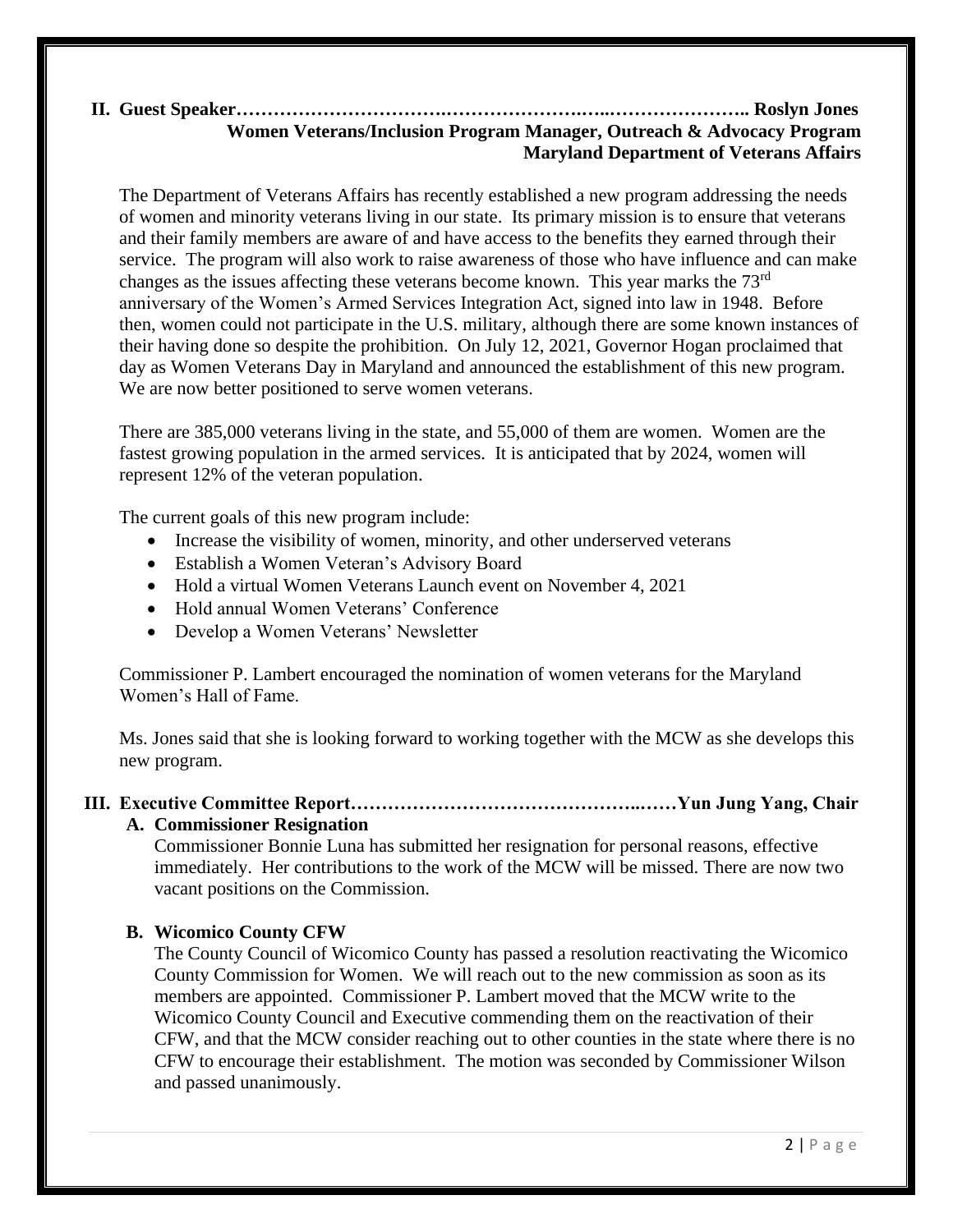## II. Guest Speaker…………………………….……………….…..………………….. Roslyn Jones

**Women Veterans/Inclusion Program Manager, Outreach & Advocacy Program**
**Maryland Department of Veterans Affairs**

The Department of Veterans Affairs has recently established a new program addressing the needs of women and minority veterans living in our state. Its primary mission is to ensure that veterans and their family members are aware of and have access to the benefits they earned through their service. The program will also work to raise awareness of those who have influence and can make changes as the issues affecting these veterans become known. This year marks the 73rd anniversary of the Women's Armed Services Integration Act, signed into law in 1948. Before then, women could not participate in the U.S. military, although there are some known instances of their having done so despite the prohibition. On July 12, 2021, Governor Hogan proclaimed that day as Women Veterans Day in Maryland and announced the establishment of this new program. We are now better positioned to serve women veterans.

There are 385,000 veterans living in the state, and 55,000 of them are women. Women are the fastest growing population in the armed services. It is anticipated that by 2024, women will represent 12% of the veteran population.

The current goals of this new program include:

- Increase the visibility of women, minority, and other underserved veterans
- Establish a Women Veteran's Advisory Board
- Hold a virtual Women Veterans Launch event on November 4, 2021
- Hold annual Women Veterans' Conference
- Develop a Women Veterans' Newsletter

Commissioner P. Lambert encouraged the nomination of women veterans for the Maryland Women's Hall of Fame.

Ms. Jones said that she is looking forward to working together with the MCW as she develops this new program.

## III. Executive Committee Report……………………………………..……Yun Jung Yang, Chair

### A. Commissioner Resignation

Commissioner Bonnie Luna has submitted her resignation for personal reasons, effective immediately. Her contributions to the work of the MCW will be missed. There are now two vacant positions on the Commission.

### B. Wicomico County CFW

The County Council of Wicomico County has passed a resolution reactivating the Wicomico County Commission for Women. We will reach out to the new commission as soon as its members are appointed. Commissioner P. Lambert moved that the MCW write to the Wicomico County Council and Executive commending them on the reactivation of their CFW, and that the MCW consider reaching out to other counties in the state where there is no CFW to encourage their establishment. The motion was seconded by Commissioner Wilson and passed unanimously.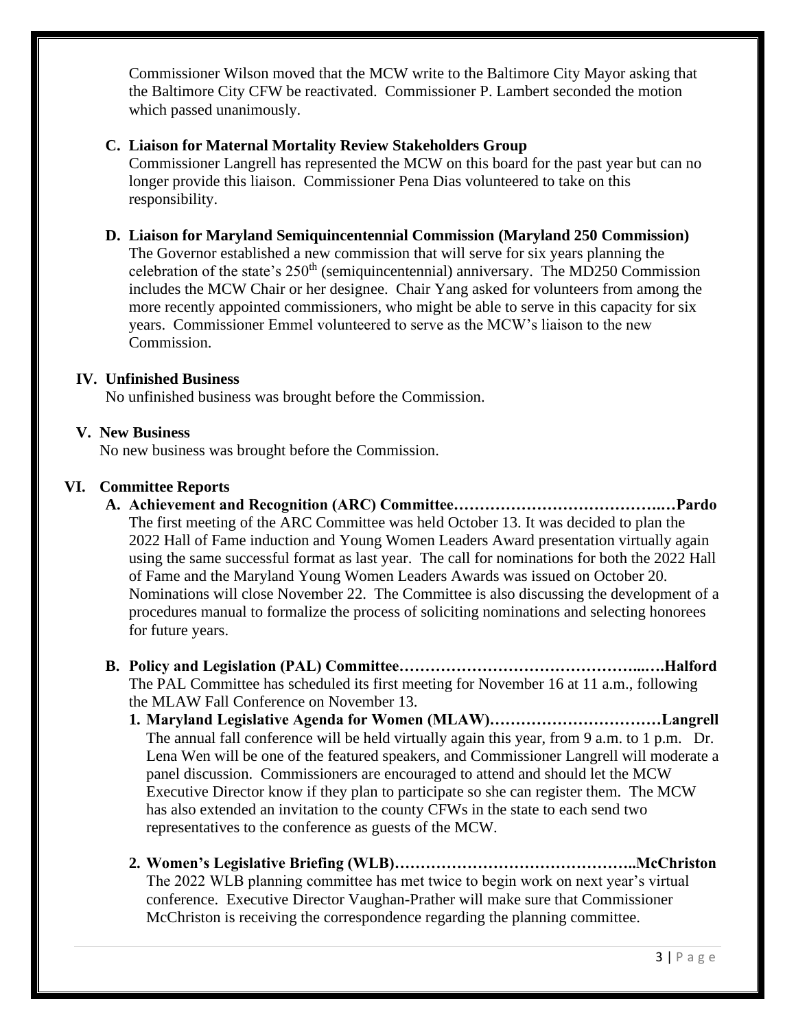Commissioner Wilson moved that the MCW write to the Baltimore City Mayor asking that the Baltimore City CFW be reactivated. Commissioner P. Lambert seconded the motion which passed unanimously.

**C. Liaison for Maternal Mortality Review Stakeholders Group**

Commissioner Langrell has represented the MCW on this board for the past year but can no longer provide this liaison. Commissioner Pena Dias volunteered to take on this responsibility.

**D. Liaison for Maryland Semiquincentennial Commission (Maryland 250 Commission)**

The Governor established a new commission that will serve for six years planning the celebration of the state's 250th (semiquincentennial) anniversary. The MD250 Commission includes the MCW Chair or her designee. Chair Yang asked for volunteers from among the more recently appointed commissioners, who might be able to serve in this capacity for six years. Commissioner Emmel volunteered to serve as the MCW's liaison to the new Commission.

## IV. Unfinished Business

No unfinished business was brought before the Commission.

## V. New Business

No new business was brought before the Commission.

## VI. Committee Reports

**A. Achievement and Recognition (ARC) Committee……………………………………Pardo**

The first meeting of the ARC Committee was held October 13. It was decided to plan the 2022 Hall of Fame induction and Young Women Leaders Award presentation virtually again using the same successful format as last year. The call for nominations for both the 2022 Hall of Fame and the Maryland Young Women Leaders Awards was issued on October 20. Nominations will close November 22. The Committee is also discussing the development of a procedures manual to formalize the process of soliciting nominations and selecting honorees for future years.

**B. Policy and Legislation (PAL) Committee…………………………………….....Halford**

The PAL Committee has scheduled its first meeting for November 16 at 11 a.m., following the MLAW Fall Conference on November 13.

1. **Maryland Legislative Agenda for Women (MLAW)……………………………Langrell**
   The annual fall conference will be held virtually again this year, from 9 a.m. to 1 p.m. Dr. Lena Wen will be one of the featured speakers, and Commissioner Langrell will moderate a panel discussion. Commissioners are encouraged to attend and should let the MCW Executive Director know if they plan to participate so she can register them. The MCW has also extended an invitation to the county CFWs in the state to each send two representatives to the conference as guests of the MCW.

2. **Women's Legislative Briefing (WLB)………………………………………..McChriston**
   The 2022 WLB planning committee has met twice to begin work on next year's virtual conference. Executive Director Vaughan-Prather will make sure that Commissioner McChriston is receiving the correspondence regarding the planning committee.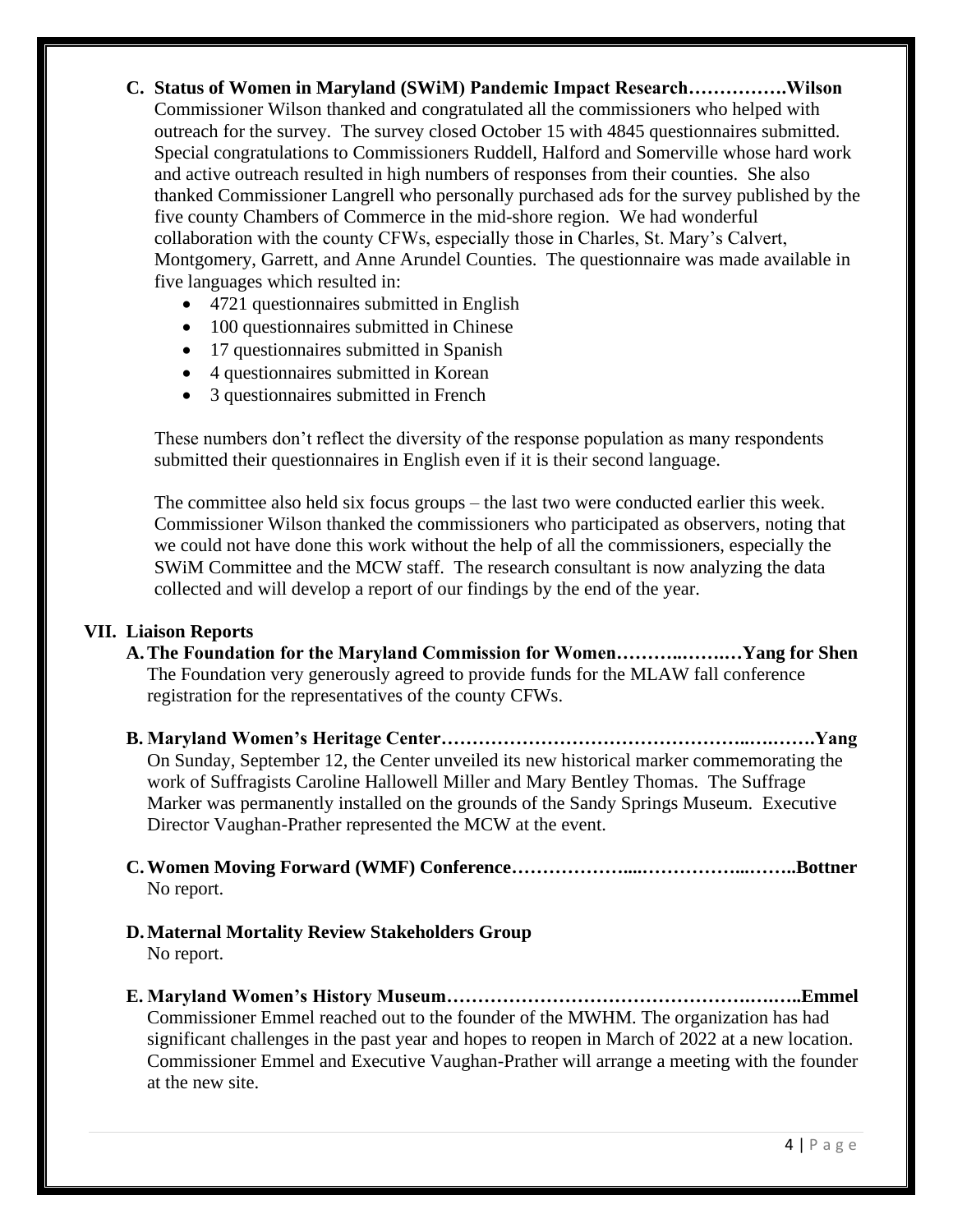**C. Status of Women in Maryland (SWiM) Pandemic Impact Research…………….Wilson**

Commissioner Wilson thanked and congratulated all the commissioners who helped with outreach for the survey. The survey closed October 15 with 4845 questionnaires submitted. Special congratulations to Commissioners Ruddell, Halford and Somerville whose hard work and active outreach resulted in high numbers of responses from their counties. She also thanked Commissioner Langrell who personally purchased ads for the survey published by the five county Chambers of Commerce in the mid-shore region. We had wonderful collaboration with the county CFWs, especially those in Charles, St. Mary's Calvert, Montgomery, Garrett, and Anne Arundel Counties. The questionnaire was made available in five languages which resulted in:

- 4721 questionnaires submitted in English
- 100 questionnaires submitted in Chinese
- 17 questionnaires submitted in Spanish
- 4 questionnaires submitted in Korean
- 3 questionnaires submitted in French

These numbers don't reflect the diversity of the response population as many respondents submitted their questionnaires in English even if it is their second language.

The committee also held six focus groups – the last two were conducted earlier this week. Commissioner Wilson thanked the commissioners who participated as observers, noting that we could not have done this work without the help of all the commissioners, especially the SWiM Committee and the MCW staff. The research consultant is now analyzing the data collected and will develop a report of our findings by the end of the year.

## VII. Liaison Reports

**A. The Foundation for the Maryland Commission for Women……….……Yang for Shen**

The Foundation very generously agreed to provide funds for the MLAW fall conference registration for the representatives of the county CFWs.

**B. Maryland Women's Heritage Center……………………………………….….…….Yang**

On Sunday, September 12, the Center unveiled its new historical marker commemorating the work of Suffragists Caroline Hallowell Miller and Mary Bentley Thomas. The Suffrage Marker was permanently installed on the grounds of the Sandy Springs Museum. Executive Director Vaughan-Prather represented the MCW at the event.

**C. Women Moving Forward (WMF) Conference………………...……………...……..Bottner**

No report.

**D. Maternal Mortality Review Stakeholders Group**

No report.

**E. Maryland Women's History Museum…………………………………….….….…..Emmel**

Commissioner Emmel reached out to the founder of the MWHM. The organization has had significant challenges in the past year and hopes to reopen in March of 2022 at a new location. Commissioner Emmel and Executive Vaughan-Prather will arrange a meeting with the founder at the new site.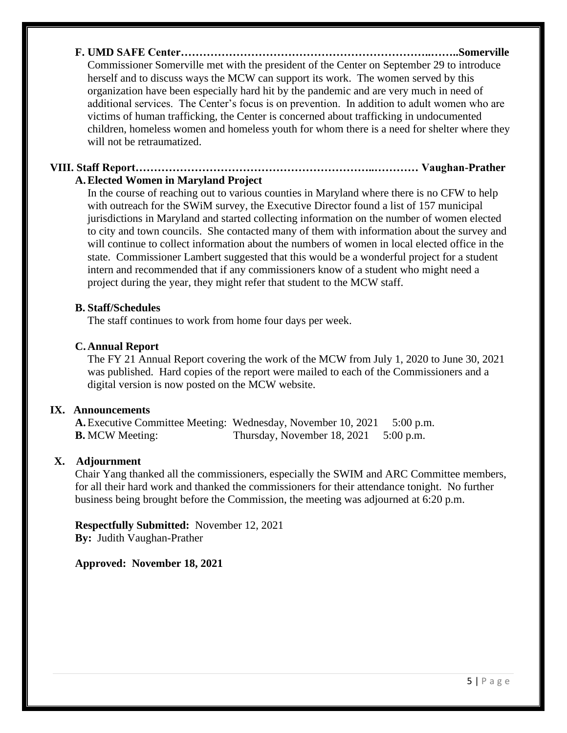**F. UMD SAFE Center……………………………………………………………..……..Somerville**

Commissioner Somerville met with the president of the Center on September 29 to introduce herself and to discuss ways the MCW can support its work. The women served by this organization have been especially hard hit by the pandemic and are very much in need of additional services. The Center's focus is on prevention. In addition to adult women who are victims of human trafficking, the Center is concerned about trafficking in undocumented children, homeless women and homeless youth for whom there is a need for shelter where they will not be retraumatized.

## VIII. Staff Report……………………………………………………..………… Vaughan-Prather

**A. Elected Women in Maryland Project**

In the course of reaching out to various counties in Maryland where there is no CFW to help with outreach for the SWiM survey, the Executive Director found a list of 157 municipal jurisdictions in Maryland and started collecting information on the number of women elected to city and town councils. She contacted many of them with information about the survey and will continue to collect information about the numbers of women in local elected office in the state. Commissioner Lambert suggested that this would be a wonderful project for a student intern and recommended that if any commissioners know of a student who might need a project during the year, they might refer that student to the MCW staff.

**B. Staff/Schedules**

The staff continues to work from home four days per week.

**C. Annual Report**

The FY 21 Annual Report covering the work of the MCW from July 1, 2020 to June 30, 2021 was published. Hard copies of the report were mailed to each of the Commissioners and a digital version is now posted on the MCW website.

## IX. Announcements

**A.** Executive Committee Meeting: Wednesday, November 10, 2021 5:00 p.m.
**B.** MCW Meeting: Thursday, November 18, 2021 5:00 p.m.

## X. Adjournment

Chair Yang thanked all the commissioners, especially the SWIM and ARC Committee members, for all their hard work and thanked the commissioners for their attendance tonight. No further business being brought before the Commission, the meeting was adjourned at 6:20 p.m.

**Respectfully Submitted:** November 12, 2021
**By:** Judith Vaughan-Prather

**Approved: November 18, 2021**